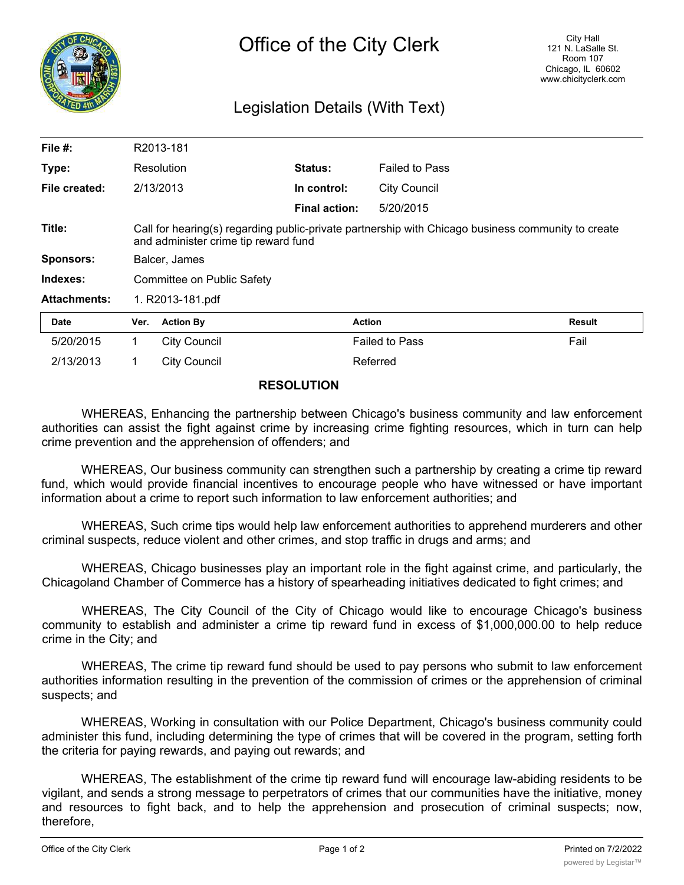# Office of the City Clerk

City Hall
121 N. LaSalle St.
Room 107
Chicago, IL 60602
www.chicityclerk.com

## Legislation Details (With Text)

| | | | |
|---|---|---|---|
| **File #:** | R2013-181 | | |
| **Type:** | Resolution | **Status:** | Failed to Pass |
| **File created:** | 2/13/2013 | **In control:** | City Council |
| | | **Final action:** | 5/20/2015 |
| **Title:** | Call for hearing(s) regarding public-private partnership with Chicago business community to create and administer crime tip reward fund | | |
| **Sponsors:** | Balcer, James | | |
| **Indexes:** | Committee on Public Safety | | |
| **Attachments:** | 1. R2013-181.pdf | | |

| Date | Ver. | Action By | Action | Result |
|---|---|---|---|---|
| 5/20/2015 | 1 | City Council | Failed to Pass | Fail |
| 2/13/2013 | 1 | City Council | Referred | |

### RESOLUTION

WHEREAS, Enhancing the partnership between Chicago's business community and law enforcement authorities can assist the fight against crime by increasing crime fighting resources, which in turn can help crime prevention and the apprehension of offenders; and

WHEREAS, Our business community can strengthen such a partnership by creating a crime tip reward fund, which would provide financial incentives to encourage people who have witnessed or have important information about a crime to report such information to law enforcement authorities; and

WHEREAS, Such crime tips would help law enforcement authorities to apprehend murderers and other criminal suspects, reduce violent and other crimes, and stop traffic in drugs and arms; and

WHEREAS, Chicago businesses play an important role in the fight against crime, and particularly, the Chicagoland Chamber of Commerce has a history of spearheading initiatives dedicated to fight crimes; and

WHEREAS, The City Council of the City of Chicago would like to encourage Chicago's business community to establish and administer a crime tip reward fund in excess of $1,000,000.00 to help reduce crime in the City; and

WHEREAS, The crime tip reward fund should be used to pay persons who submit to law enforcement authorities information resulting in the prevention of the commission of crimes or the apprehension of criminal suspects; and

WHEREAS, Working in consultation with our Police Department, Chicago's business community could administer this fund, including determining the type of crimes that will be covered in the program, setting forth the criteria for paying rewards, and paying out rewards; and

WHEREAS, The establishment of the crime tip reward fund will encourage law-abiding residents to be vigilant, and sends a strong message to perpetrators of crimes that our communities have the initiative, money and resources to fight back, and to help the apprehension and prosecution of criminal suspects; now, therefore,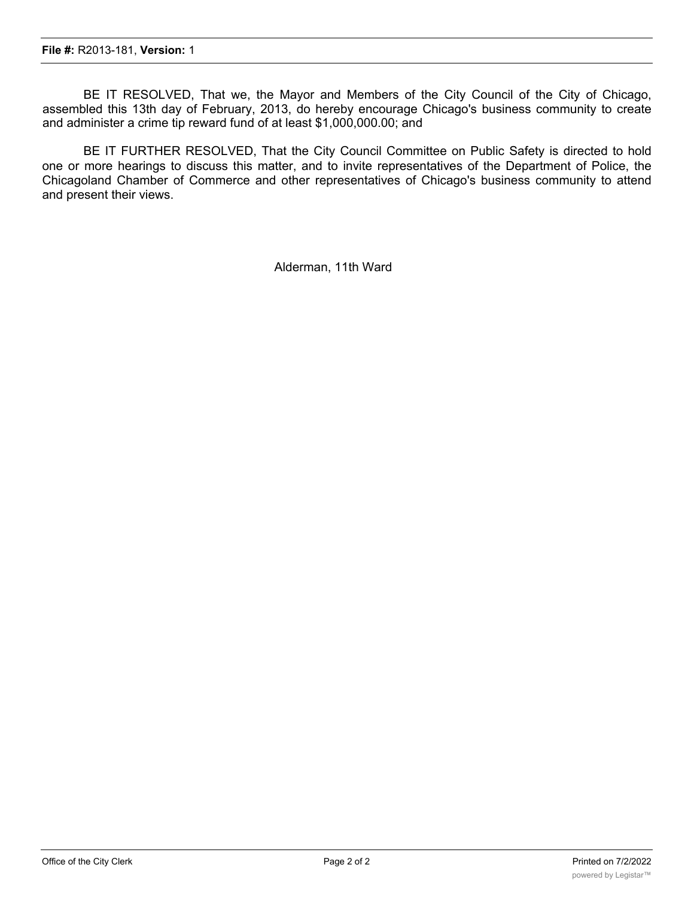BE IT RESOLVED, That we, the Mayor and Members of the City Council of the City of Chicago, assembled this 13th day of February, 2013, do hereby encourage Chicago's business community to create and administer a crime tip reward fund of at least $1,000,000.00; and

BE IT FURTHER RESOLVED, That the City Council Committee on Public Safety is directed to hold one or more hearings to discuss this matter, and to invite representatives of the Department of Police, the Chicagoland Chamber of Commerce and other representatives of Chicago's business community to attend and present their views.

Alderman, 11th Ward